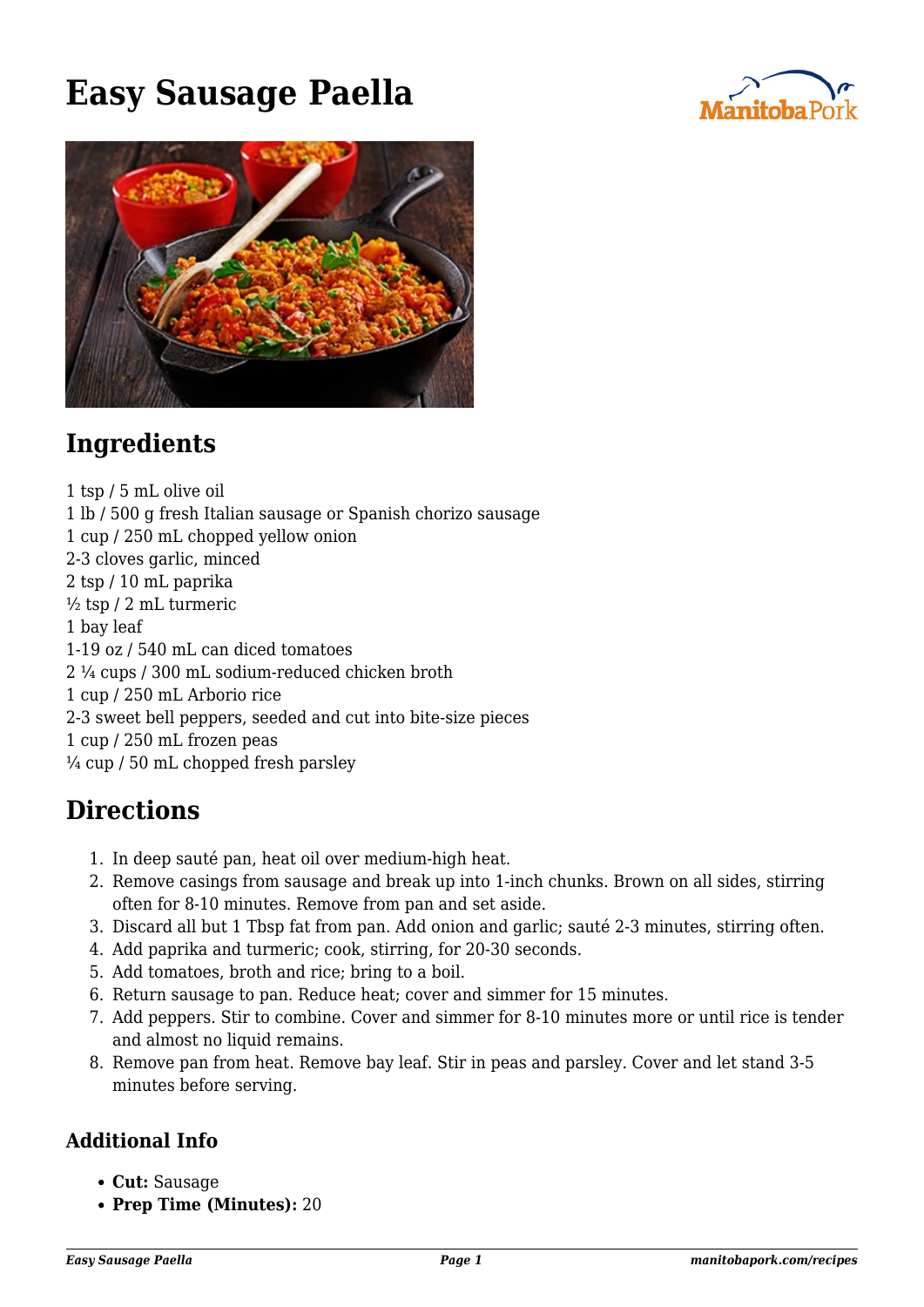# Easy Sausage Paella

## Ingredients

1 tsp / 5 mL olive oil
1 lb / 500 g fresh Italian sausage or Spanish chorizo sausage
1 cup / 250 mL chopped yellow onion
2-3 cloves garlic, minced
2 tsp / 10 mL paprika
½ tsp / 2 mL turmeric
1 bay leaf
1-19 oz / 540 mL can diced tomatoes
2 ¼ cups / 300 mL sodium-reduced chicken broth
1 cup / 250 mL Arborio rice
2-3 sweet bell peppers, seeded and cut into bite-size pieces
1 cup / 250 mL frozen peas
¼ cup / 50 mL chopped fresh parsley

## Directions

1. In deep sauté pan, heat oil over medium-high heat.
2. Remove casings from sausage and break up into 1-inch chunks. Brown on all sides, stirring often for 8-10 minutes. Remove from pan and set aside.
3. Discard all but 1 Tbsp fat from pan. Add onion and garlic; sauté 2-3 minutes, stirring often.
4. Add paprika and turmeric; cook, stirring, for 20-30 seconds.
5. Add tomatoes, broth and rice; bring to a boil.
6. Return sausage to pan. Reduce heat; cover and simmer for 15 minutes.
7. Add peppers. Stir to combine. Cover and simmer for 8-10 minutes more or until rice is tender and almost no liquid remains.
8. Remove pan from heat. Remove bay leaf. Stir in peas and parsley. Cover and let stand 3-5 minutes before serving.

### Additional Info

- **Cut:** Sausage
- **Prep Time (Minutes):** 20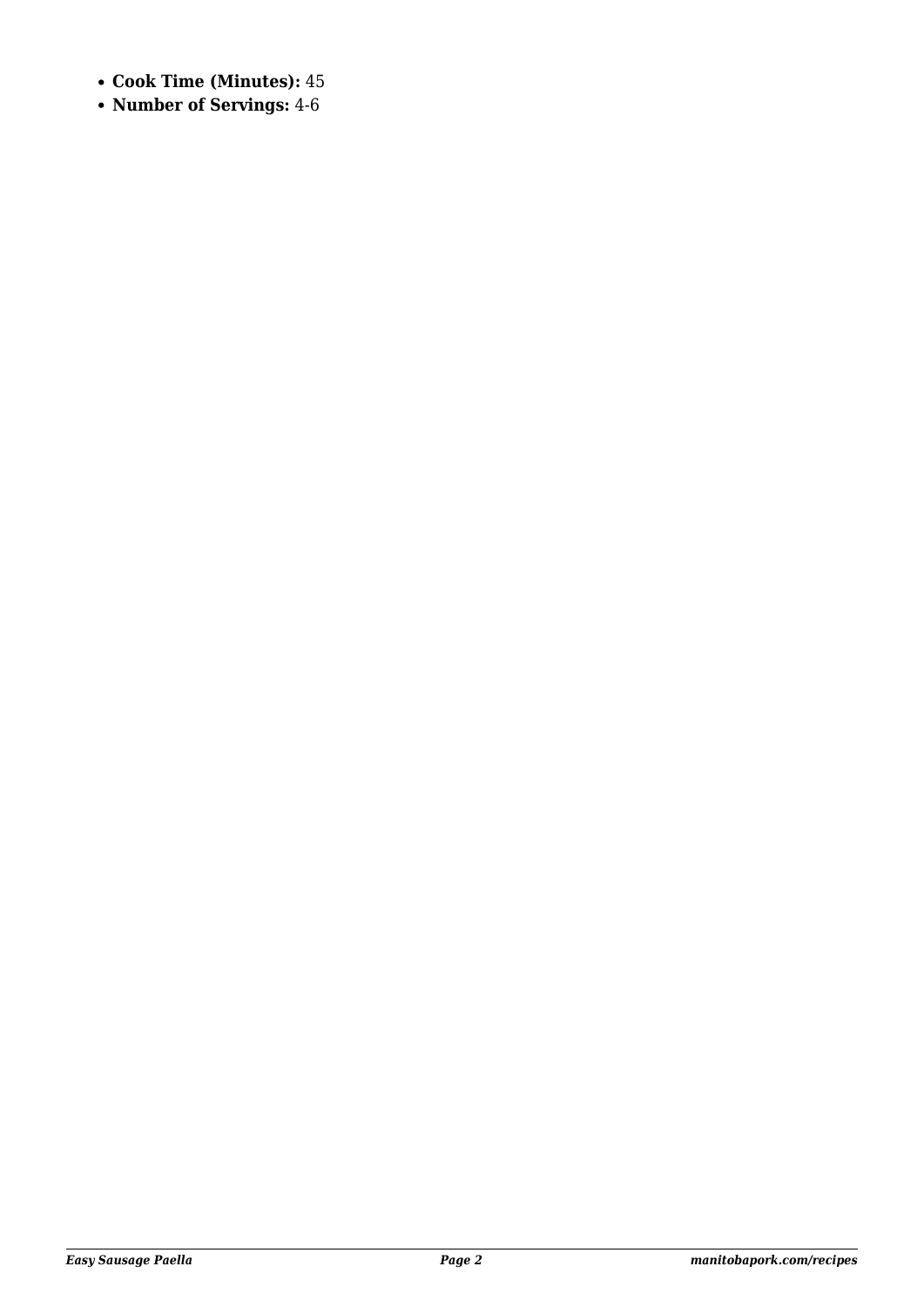- **Cook Time (Minutes):** 45
- **Number of Servings:** 4-6